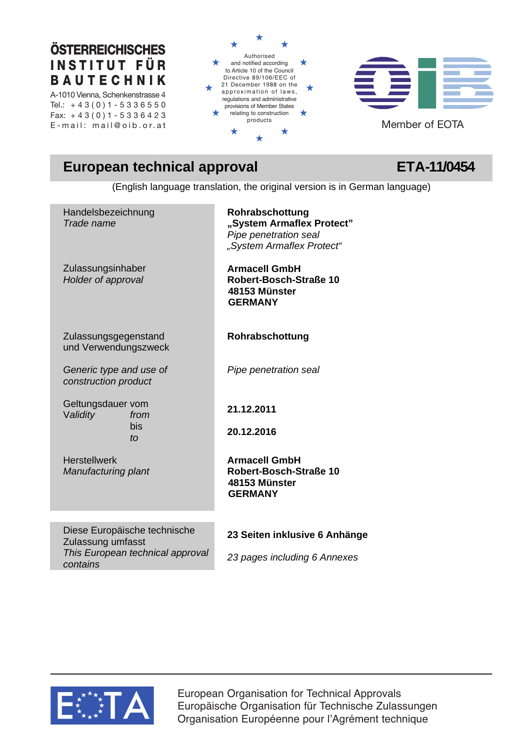**ÖSTERREICHISCHES INSTITUT FÜR BAUTECHNIK**

A-1010 Vienna, Schenkenstrasse 4
Tel.: +43(0)1-5336550
Fax: +43(0)1-5336423
E-mail: mail@oib.or.at

Authorised and notified according to Article 10 of the Council Directive 89/106/EEC of 21 December 1988 on the approximation of laws, regulations and administrative provisions of Member States relating to construction products

Member of EOTA

# European technical approval ETA-11/0454

(English language translation, the original version is in German language)

| | |
|---|---|
| Handelsbezeichnung<br>*Trade name* | **Rohrabschottung „System Armaflex Protect"**<br>*Pipe penetration seal „System Armaflex Protect"* |
| Zulassungsinhaber<br>*Holder of approval* | **Armacell GmbH**<br>**Robert-Bosch-Straße 10**<br>**48153 Münster**<br>**GERMANY** |
| Zulassungsgegenstand und Verwendungszweck | **Rohrabschottung** |
| *Generic type and use of construction product* | *Pipe penetration seal* |
| Geltungsdauer vom<br>*Validity from* | **21.12.2011** |
| bis<br>*to* | **20.12.2016** |
| Herstellwerk<br>*Manufacturing plant* | **Armacell GmbH**<br>**Robert-Bosch-Straße 10**<br>**48153 Münster**<br>**GERMANY** |
| Diese Europäische technische Zulassung umfasst<br>*This European technical approval contains* | **23 Seiten inklusive 6 Anhänge**<br><br>*23 pages including 6 Annexes* |

EOTA

European Organisation for Technical Approvals
Europäische Organisation für Technische Zulassungen
Organisation Européenne pour l'Agrément technique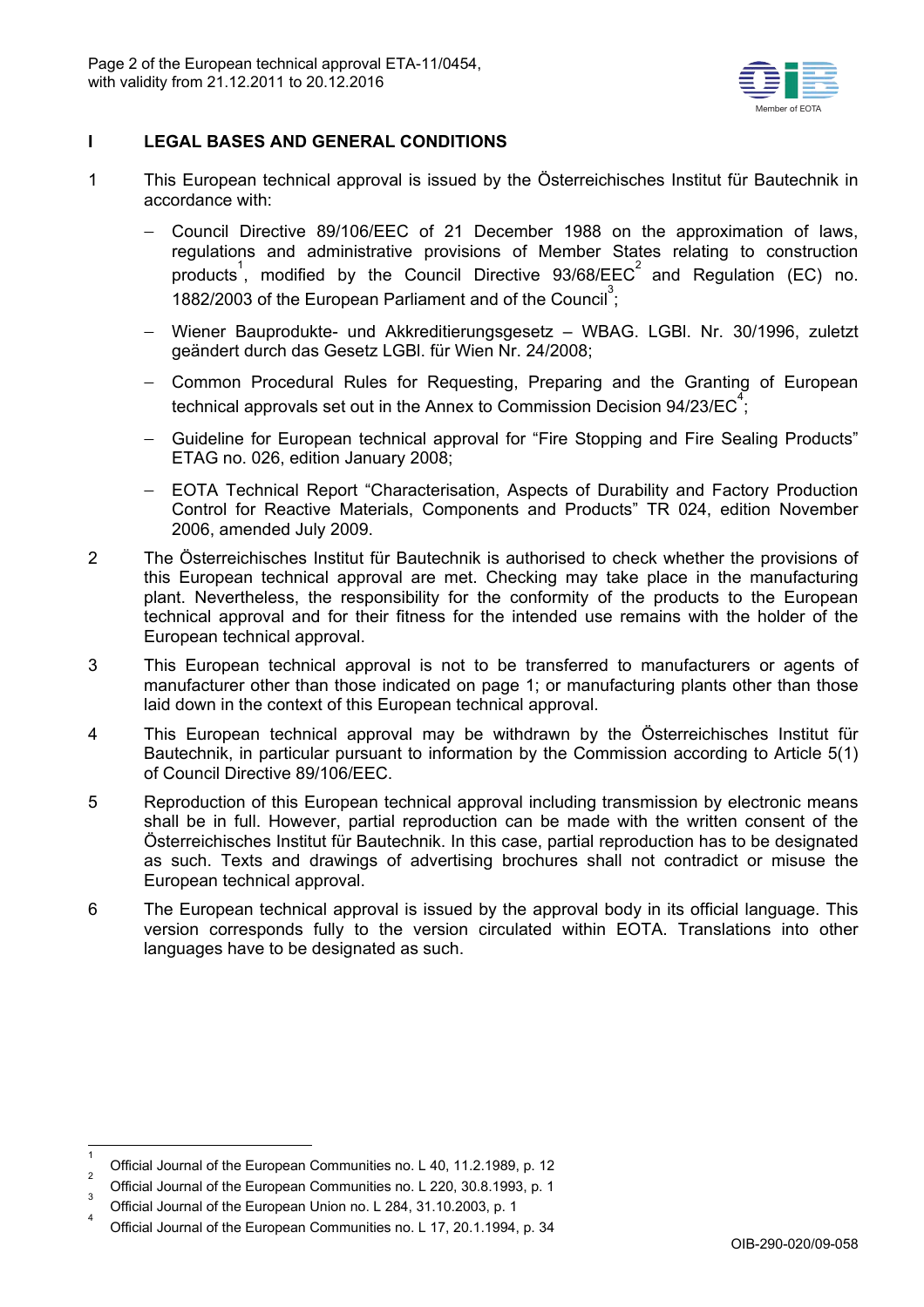## I LEGAL BASES AND GENERAL CONDITIONS

1. This European technical approval is issued by the Österreichisches Institut für Bautechnik in accordance with:

   - Council Directive 89/106/EEC of 21 December 1988 on the approximation of laws, regulations and administrative provisions of Member States relating to construction products[1], modified by the Council Directive 93/68/EEC[2] and Regulation (EC) no. 1882/2003 of the European Parliament and of the Council[3];
   - Wiener Bauprodukte- und Akkreditierungsgesetz – WBAG. LGBl. Nr. 30/1996, zuletzt geändert durch das Gesetz LGBl. für Wien Nr. 24/2008;
   - Common Procedural Rules for Requesting, Preparing and the Granting of European technical approvals set out in the Annex to Commission Decision 94/23/EC[4];
   - Guideline for European technical approval for "Fire Stopping and Fire Sealing Products" ETAG no. 026, edition January 2008;
   - EOTA Technical Report "Characterisation, Aspects of Durability and Factory Production Control for Reactive Materials, Components and Products" TR 024, edition November 2006, amended July 2009.

2. The Österreichisches Institut für Bautechnik is authorised to check whether the provisions of this European technical approval are met. Checking may take place in the manufacturing plant. Nevertheless, the responsibility for the conformity of the products to the European technical approval and for their fitness for the intended use remains with the holder of the European technical approval.

3. This European technical approval is not to be transferred to manufacturers or agents of manufacturer other than those indicated on page 1; or manufacturing plants other than those laid down in the context of this European technical approval.

4. This European technical approval may be withdrawn by the Österreichisches Institut für Bautechnik, in particular pursuant to information by the Commission according to Article 5(1) of Council Directive 89/106/EEC.

5. Reproduction of this European technical approval including transmission by electronic means shall be in full. However, partial reproduction can be made with the written consent of the Österreichisches Institut für Bautechnik. In this case, partial reproduction has to be designated as such. Texts and drawings of advertising brochures shall not contradict or misuse the European technical approval.

6. The European technical approval is issued by the approval body in its official language. This version corresponds fully to the version circulated within EOTA. Translations into other languages have to be designated as such.

---

[1] Official Journal of the European Communities no. L 40, 11.2.1989, p. 12

[2] Official Journal of the European Communities no. L 220, 30.8.1993, p. 1

[3] Official Journal of the European Union no. L 284, 31.10.2003, p. 1

[4] Official Journal of the European Communities no. L 17, 20.1.1994, p. 34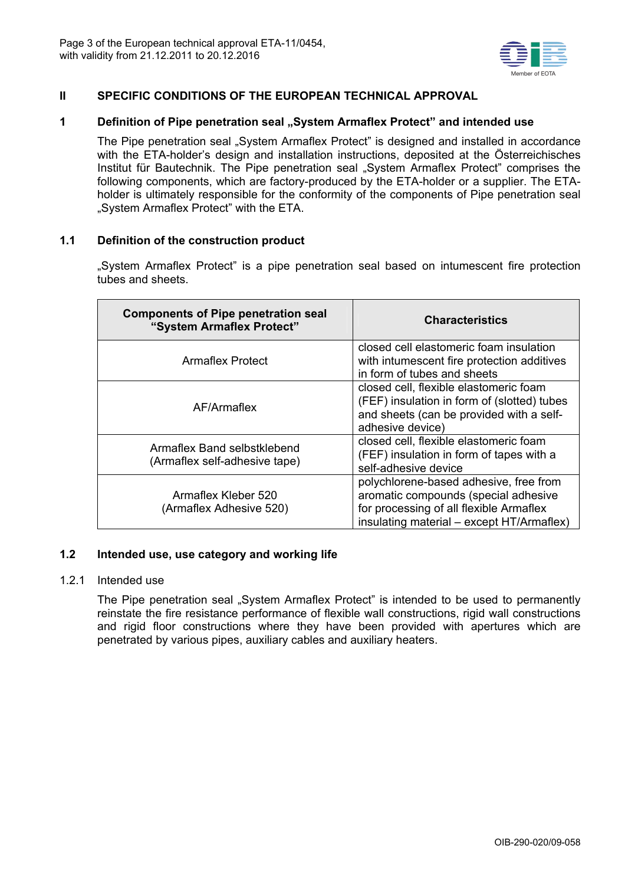## II SPECIFIC CONDITIONS OF THE EUROPEAN TECHNICAL APPROVAL

### 1 Definition of Pipe penetration seal „System Armaflex Protect" and intended use

The Pipe penetration seal „System Armaflex Protect" is designed and installed in accordance with the ETA-holder's design and installation instructions, deposited at the Österreichisches Institut für Bautechnik. The Pipe penetration seal „System Armaflex Protect" comprises the following components, which are factory-produced by the ETA-holder or a supplier. The ETA-holder is ultimately responsible for the conformity of the components of Pipe penetration seal „System Armaflex Protect" with the ETA.

### 1.1 Definition of the construction product

„System Armaflex Protect" is a pipe penetration seal based on intumescent fire protection tubes and sheets.

| Components of Pipe penetration seal "System Armaflex Protect" | Characteristics |
|---|---|
| Armaflex Protect | closed cell elastomeric foam insulation with intumescent fire protection additives in form of tubes and sheets |
| AF/Armaflex | closed cell, flexible elastomeric foam (FEF) insulation in form of (slotted) tubes and sheets (can be provided with a self-adhesive device) |
| Armaflex Band selbstklebend (Armaflex self-adhesive tape) | closed cell, flexible elastomeric foam (FEF) insulation in form of tapes with a self-adhesive device |
| Armaflex Kleber 520 (Armaflex Adhesive 520) | polychlorene-based adhesive, free from aromatic compounds (special adhesive for processing of all flexible Armaflex insulating material – except HT/Armaflex) |

### 1.2 Intended use, use category and working life

#### 1.2.1 Intended use

The Pipe penetration seal „System Armaflex Protect" is intended to be used to permanently reinstate the fire resistance performance of flexible wall constructions, rigid wall constructions and rigid floor constructions where they have been provided with apertures which are penetrated by various pipes, auxiliary cables and auxiliary heaters.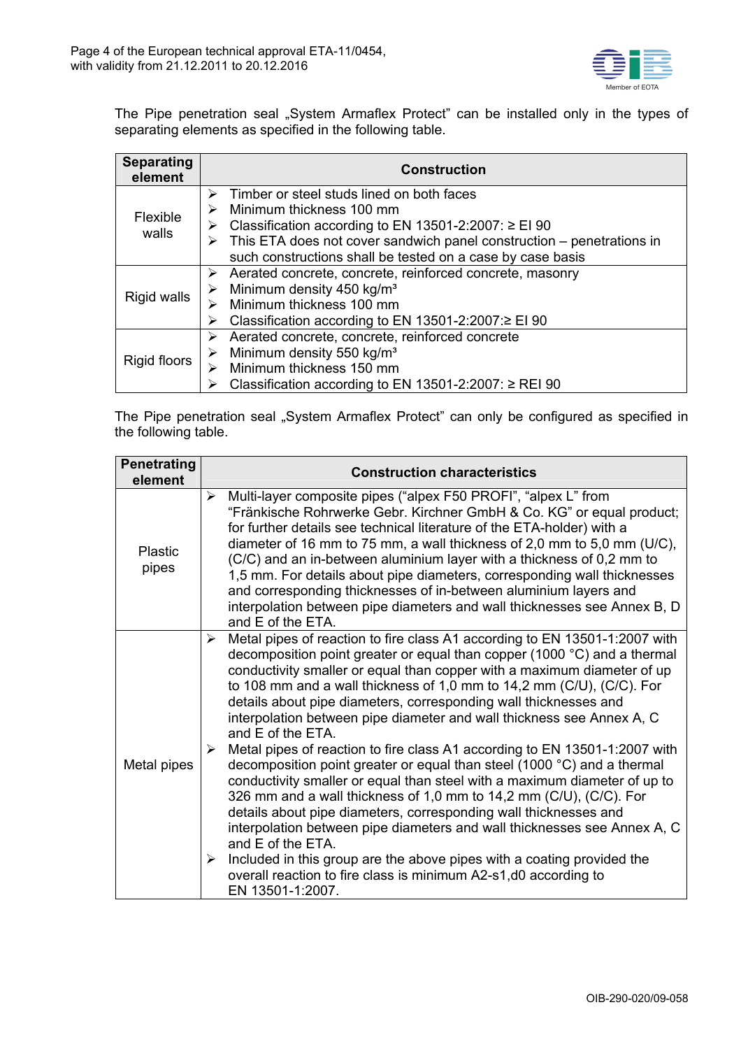The Pipe penetration seal „System Armaflex Protect" can be installed only in the types of separating elements as specified in the following table.

| Separating element | Construction |
| --- | --- |
| Flexible walls | ➢ Timber or steel studs lined on both faces<br>➢ Minimum thickness 100 mm<br>➢ Classification according to EN 13501-2:2007: ≥ EI 90<br>➢ This ETA does not cover sandwich panel construction – penetrations in such constructions shall be tested on a case by case basis |
| Rigid walls | ➢ Aerated concrete, concrete, reinforced concrete, masonry<br>➢ Minimum density 450 kg/m³<br>➢ Minimum thickness 100 mm<br>➢ Classification according to EN 13501-2:2007:≥ EI 90 |
| Rigid floors | ➢ Aerated concrete, concrete, reinforced concrete<br>➢ Minimum density 550 kg/m³<br>➢ Minimum thickness 150 mm<br>➢ Classification according to EN 13501-2:2007: ≥ REI 90 |

The Pipe penetration seal „System Armaflex Protect" can only be configured as specified in the following table.

| Penetrating element | Construction characteristics |
| --- | --- |
| Plastic pipes | ➢ Multi-layer composite pipes ("alpex F50 PROFI", "alpex L" from "Fränkische Rohrwerke Gebr. Kirchner GmbH & Co. KG" or equal product; for further details see technical literature of the ETA-holder) with a diameter of 16 mm to 75 mm, a wall thickness of 2,0 mm to 5,0 mm (U/C), (C/C) and an in-between aluminium layer with a thickness of 0,2 mm to 1,5 mm. For details about pipe diameters, corresponding wall thicknesses and corresponding thicknesses of in-between aluminium layers and interpolation between pipe diameters and wall thicknesses see Annex B, D and E of the ETA. |
| Metal pipes | ➢ Metal pipes of reaction to fire class A1 according to EN 13501-1:2007 with decomposition point greater or equal than copper (1000 °C) and a thermal conductivity smaller or equal than copper with a maximum diameter of up to 108 mm and a wall thickness of 1,0 mm to 14,2 mm (C/U), (C/C). For details about pipe diameters, corresponding wall thicknesses and interpolation between pipe diameter and wall thickness see Annex A, C and E of the ETA.<br>➢ Metal pipes of reaction to fire class A1 according to EN 13501-1:2007 with decomposition point greater or equal than steel (1000 °C) and a thermal conductivity smaller or equal than steel with a maximum diameter of up to 326 mm and a wall thickness of 1,0 mm to 14,2 mm (C/U), (C/C). For details about pipe diameters, corresponding wall thicknesses and interpolation between pipe diameters and wall thicknesses see Annex A, C and E of the ETA.<br>➢ Included in this group are the above pipes with a coating provided the overall reaction to fire class is minimum A2-s1,d0 according to EN 13501-1:2007. |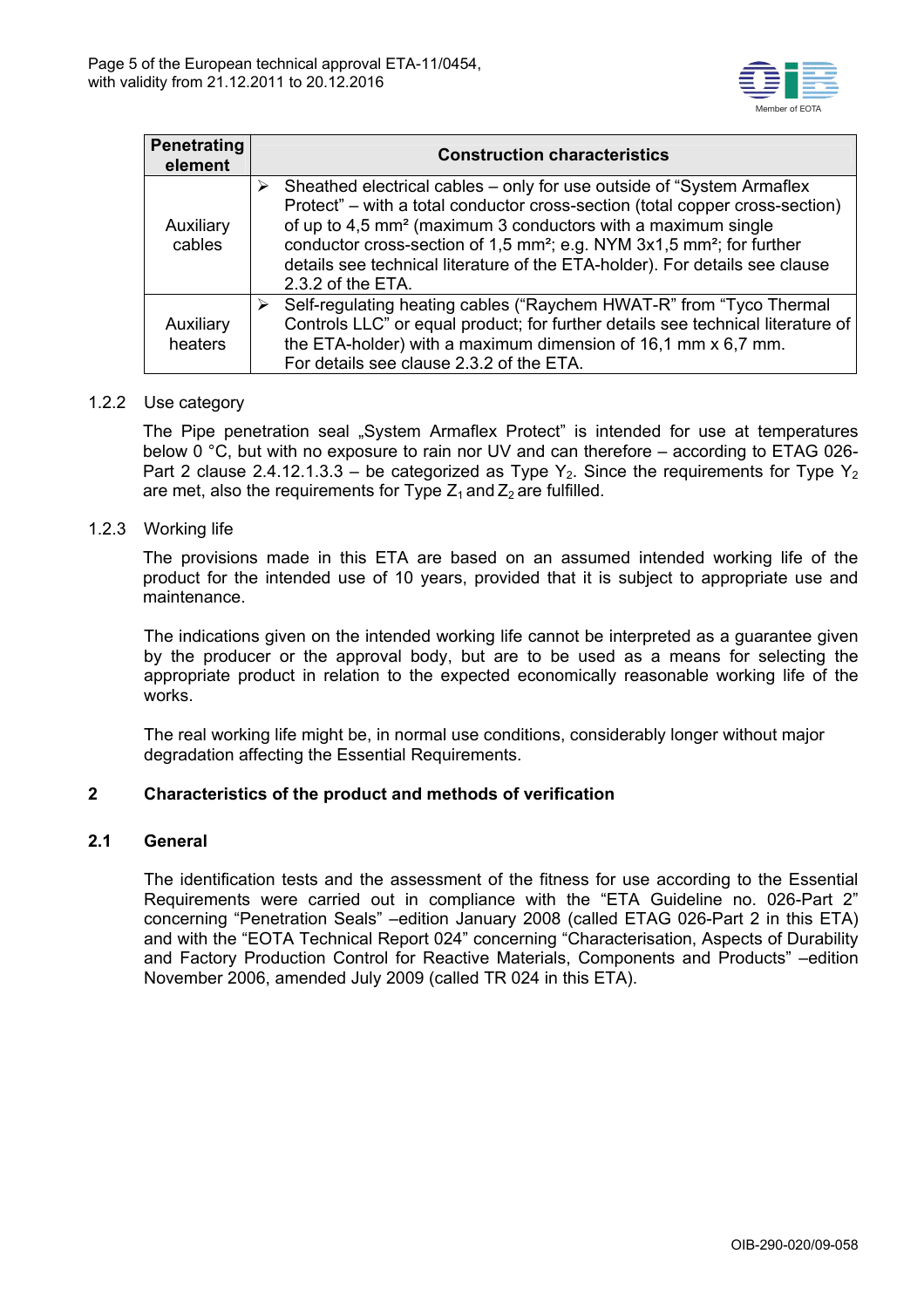| Penetrating element | Construction characteristics |
| --- | --- |
| Auxiliary cables | ➢ Sheathed electrical cables – only for use outside of "System Armaflex Protect" – with a total conductor cross-section (total copper cross-section) of up to 4,5 mm² (maximum 3 conductors with a maximum single conductor cross-section of 1,5 mm²; e.g. NYM 3x1,5 mm²; for further details see technical literature of the ETA-holder). For details see clause 2.3.2 of the ETA. |
| Auxiliary heaters | ➢ Self-regulating heating cables ("Raychem HWAT-R" from "Tyco Thermal Controls LLC" or equal product; for further details see technical literature of the ETA-holder) with a maximum dimension of 16,1 mm x 6,7 mm. For details see clause 2.3.2 of the ETA. |

1.2.2 Use category

The Pipe penetration seal „System Armaflex Protect" is intended for use at temperatures below 0 °C, but with no exposure to rain nor UV and can therefore – according to ETAG 026-Part 2 clause 2.4.12.1.3.3 – be categorized as Type $Y_2$. Since the requirements for Type $Y_2$ are met, also the requirements for Type $Z_1$ and $Z_2$ are fulfilled.

1.2.3 Working life

The provisions made in this ETA are based on an assumed intended working life of the product for the intended use of 10 years, provided that it is subject to appropriate use and maintenance.

The indications given on the intended working life cannot be interpreted as a guarantee given by the producer or the approval body, but are to be used as a means for selecting the appropriate product in relation to the expected economically reasonable working life of the works.

The real working life might be, in normal use conditions, considerably longer without major degradation affecting the Essential Requirements.

## 2 Characteristics of the product and methods of verification

### 2.1 General

The identification tests and the assessment of the fitness for use according to the Essential Requirements were carried out in compliance with the "ETA Guideline no. 026-Part 2" concerning "Penetration Seals" –edition January 2008 (called ETAG 026-Part 2 in this ETA) and with the "EOTA Technical Report 024" concerning "Characterisation, Aspects of Durability and Factory Production Control for Reactive Materials, Components and Products" –edition November 2006, amended July 2009 (called TR 024 in this ETA).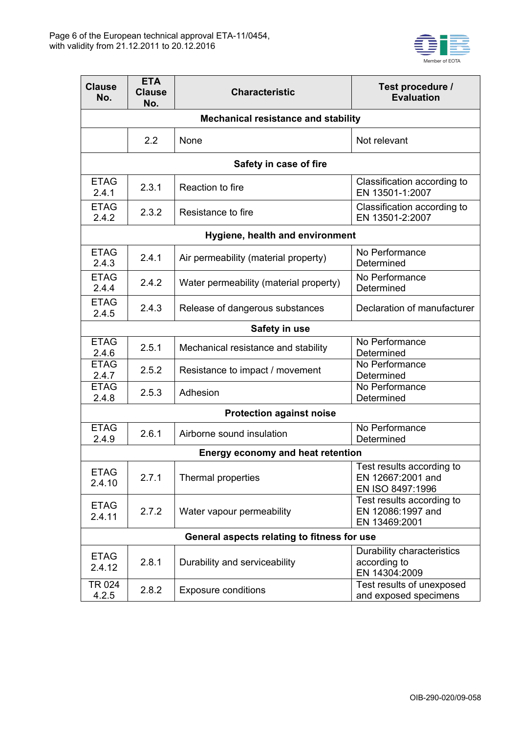| Clause No. | ETA Clause No. | Characteristic | Test procedure / Evaluation |
|---|---|---|---|
| **Mechanical resistance and stability** | | | |
| | 2.2 | None | Not relevant |
| **Safety in case of fire** | | | |
| ETAG 2.4.1 | 2.3.1 | Reaction to fire | Classification according to EN 13501-1:2007 |
| ETAG 2.4.2 | 2.3.2 | Resistance to fire | Classification according to EN 13501-2:2007 |
| **Hygiene, health and environment** | | | |
| ETAG 2.4.3 | 2.4.1 | Air permeability (material property) | No Performance Determined |
| ETAG 2.4.4 | 2.4.2 | Water permeability (material property) | No Performance Determined |
| ETAG 2.4.5 | 2.4.3 | Release of dangerous substances | Declaration of manufacturer |
| **Safety in use** | | | |
| ETAG 2.4.6 | 2.5.1 | Mechanical resistance and stability | No Performance Determined |
| ETAG 2.4.7 | 2.5.2 | Resistance to impact / movement | No Performance Determined |
| ETAG 2.4.8 | 2.5.3 | Adhesion | No Performance Determined |
| **Protection against noise** | | | |
| ETAG 2.4.9 | 2.6.1 | Airborne sound insulation | No Performance Determined |
| **Energy economy and heat retention** | | | |
| ETAG 2.4.10 | 2.7.1 | Thermal properties | Test results according to EN 12667:2001 and EN ISO 8497:1996 |
| ETAG 2.4.11 | 2.7.2 | Water vapour permeability | Test results according to EN 12086:1997 and EN 13469:2001 |
| **General aspects relating to fitness for use** | | | |
| ETAG 2.4.12 | 2.8.1 | Durability and serviceability | Durability characteristics according to EN 14304:2009 |
| TR 024 4.2.5 | 2.8.2 | Exposure conditions | Test results of unexposed and exposed specimens |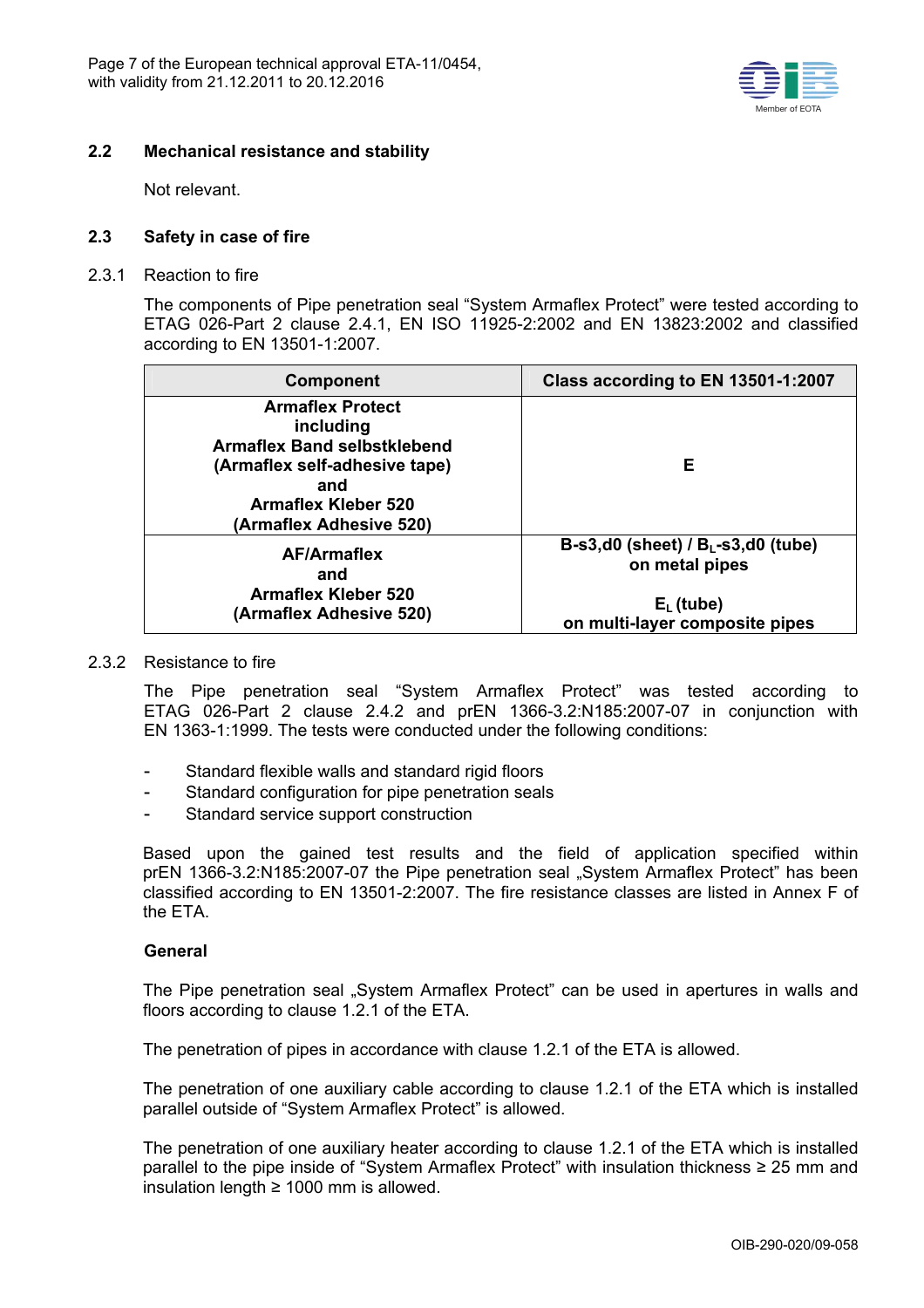## 2.2 Mechanical resistance and stability

Not relevant.

## 2.3 Safety in case of fire

### 2.3.1 Reaction to fire

The components of Pipe penetration seal "System Armaflex Protect" were tested according to ETAG 026-Part 2 clause 2.4.1, EN ISO 11925-2:2002 and EN 13823:2002 and classified according to EN 13501-1:2007.

| Component | Class according to EN 13501-1:2007 |
|---|---|
| **Armaflex Protect including Armaflex Band selbstklebend (Armaflex self-adhesive tape) and Armaflex Kleber 520 (Armaflex Adhesive 520)** | **E** |
| **AF/Armaflex and Armaflex Kleber 520 (Armaflex Adhesive 520)** | **B-s3,d0 (sheet) / $B_L$-s3,d0 (tube) on metal pipes**<br><br>**$E_L$ (tube) on multi-layer composite pipes** |

### 2.3.2 Resistance to fire

The Pipe penetration seal "System Armaflex Protect" was tested according to ETAG 026-Part 2 clause 2.4.2 and prEN 1366-3.2:N185:2007-07 in conjunction with EN 1363-1:1999. The tests were conducted under the following conditions:

- Standard flexible walls and standard rigid floors
- Standard configuration for pipe penetration seals
- Standard service support construction

Based upon the gained test results and the field of application specified within prEN 1366-3.2:N185:2007-07 the Pipe penetration seal „System Armaflex Protect" has been classified according to EN 13501-2:2007. The fire resistance classes are listed in Annex F of the ETA.

**General**

The Pipe penetration seal „System Armaflex Protect" can be used in apertures in walls and floors according to clause 1.2.1 of the ETA.

The penetration of pipes in accordance with clause 1.2.1 of the ETA is allowed.

The penetration of one auxiliary cable according to clause 1.2.1 of the ETA which is installed parallel outside of "System Armaflex Protect" is allowed.

The penetration of one auxiliary heater according to clause 1.2.1 of the ETA which is installed parallel to the pipe inside of "System Armaflex Protect" with insulation thickness ≥ 25 mm and insulation length ≥ 1000 mm is allowed.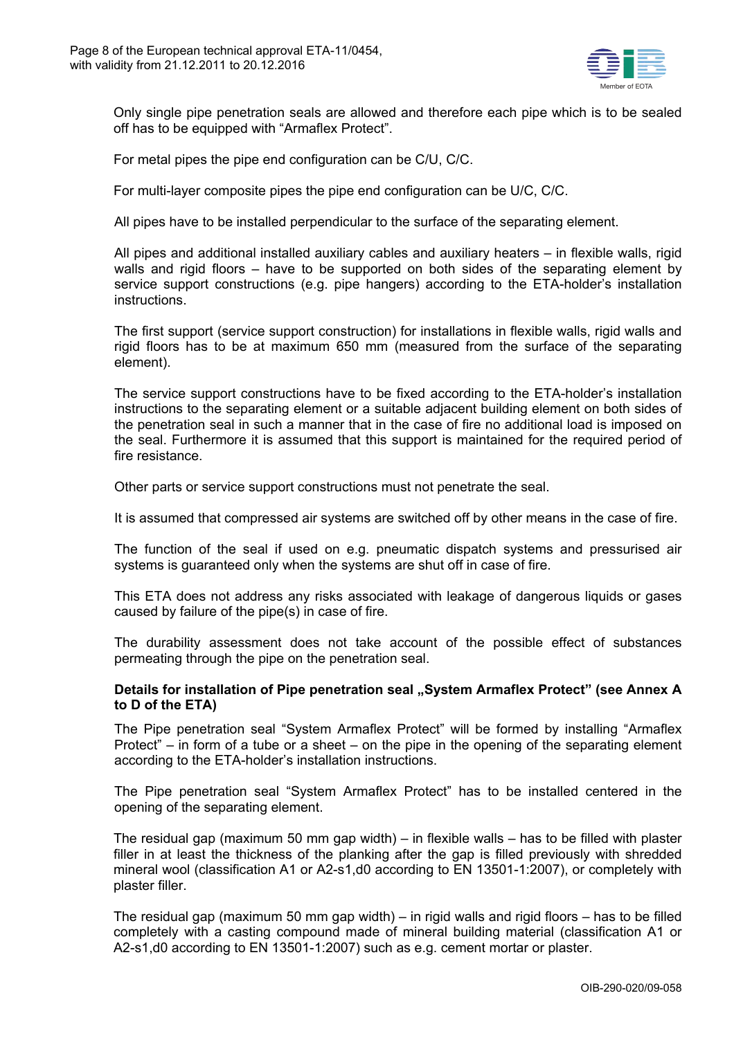Only single pipe penetration seals are allowed and therefore each pipe which is to be sealed off has to be equipped with "Armaflex Protect".

For metal pipes the pipe end configuration can be C/U, C/C.

For multi-layer composite pipes the pipe end configuration can be U/C, C/C.

All pipes have to be installed perpendicular to the surface of the separating element.

All pipes and additional installed auxiliary cables and auxiliary heaters – in flexible walls, rigid walls and rigid floors – have to be supported on both sides of the separating element by service support constructions (e.g. pipe hangers) according to the ETA-holder's installation instructions.

The first support (service support construction) for installations in flexible walls, rigid walls and rigid floors has to be at maximum 650 mm (measured from the surface of the separating element).

The service support constructions have to be fixed according to the ETA-holder's installation instructions to the separating element or a suitable adjacent building element on both sides of the penetration seal in such a manner that in the case of fire no additional load is imposed on the seal. Furthermore it is assumed that this support is maintained for the required period of fire resistance.

Other parts or service support constructions must not penetrate the seal.

It is assumed that compressed air systems are switched off by other means in the case of fire.

The function of the seal if used on e.g. pneumatic dispatch systems and pressurised air systems is guaranteed only when the systems are shut off in case of fire.

This ETA does not address any risks associated with leakage of dangerous liquids or gases caused by failure of the pipe(s) in case of fire.

The durability assessment does not take account of the possible effect of substances permeating through the pipe on the penetration seal.

**Details for installation of Pipe penetration seal „System Armaflex Protect" (see Annex A to D of the ETA)**

The Pipe penetration seal "System Armaflex Protect" will be formed by installing "Armaflex Protect" – in form of a tube or a sheet – on the pipe in the opening of the separating element according to the ETA-holder's installation instructions.

The Pipe penetration seal "System Armaflex Protect" has to be installed centered in the opening of the separating element.

The residual gap (maximum 50 mm gap width) – in flexible walls – has to be filled with plaster filler in at least the thickness of the planking after the gap is filled previously with shredded mineral wool (classification A1 or A2-s1,d0 according to EN 13501-1:2007), or completely with plaster filler.

The residual gap (maximum 50 mm gap width) – in rigid walls and rigid floors – has to be filled completely with a casting compound made of mineral building material (classification A1 or A2-s1,d0 according to EN 13501-1:2007) such as e.g. cement mortar or plaster.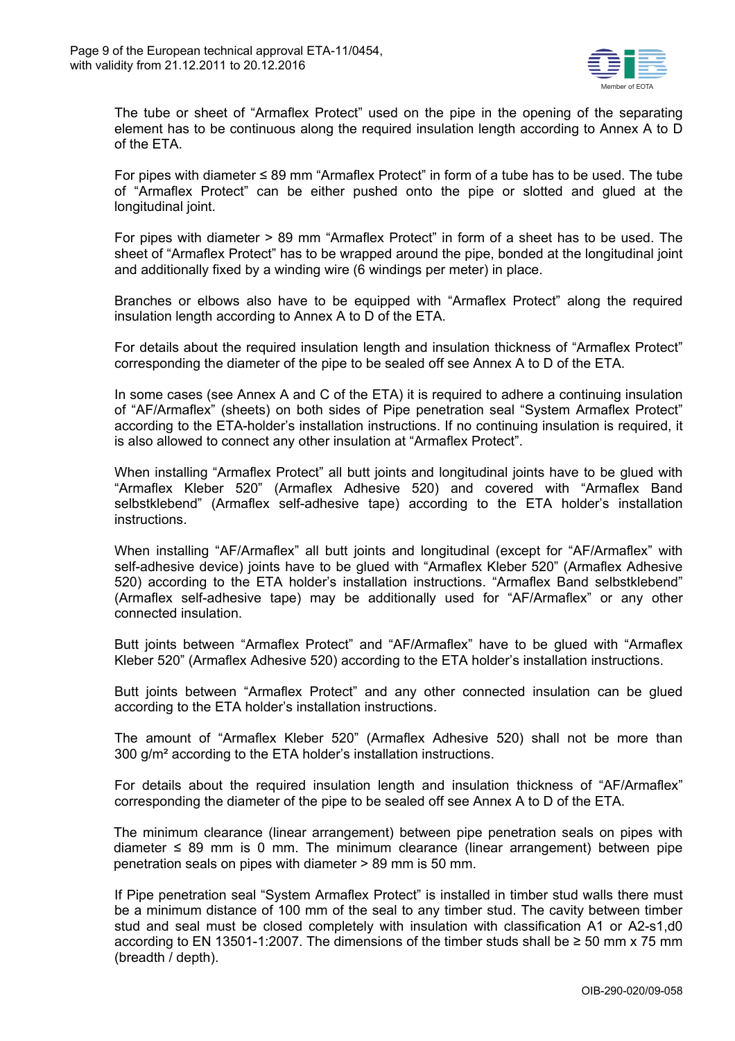The tube or sheet of “Armaflex Protect” used on the pipe in the opening of the separating element has to be continuous along the required insulation length according to Annex A to D of the ETA.

For pipes with diameter ≤ 89 mm “Armaflex Protect” in form of a tube has to be used. The tube of “Armaflex Protect” can be either pushed onto the pipe or slotted and glued at the longitudinal joint.

For pipes with diameter > 89 mm “Armaflex Protect” in form of a sheet has to be used. The sheet of “Armaflex Protect” has to be wrapped around the pipe, bonded at the longitudinal joint and additionally fixed by a winding wire (6 windings per meter) in place.

Branches or elbows also have to be equipped with “Armaflex Protect” along the required insulation length according to Annex A to D of the ETA.

For details about the required insulation length and insulation thickness of “Armaflex Protect” corresponding the diameter of the pipe to be sealed off see Annex A to D of the ETA.

In some cases (see Annex A and C of the ETA) it is required to adhere a continuing insulation of “AF/Armaflex” (sheets) on both sides of Pipe penetration seal “System Armaflex Protect” according to the ETA-holder’s installation instructions. If no continuing insulation is required, it is also allowed to connect any other insulation at “Armaflex Protect”.

When installing “Armaflex Protect” all butt joints and longitudinal joints have to be glued with “Armaflex Kleber 520” (Armaflex Adhesive 520) and covered with “Armaflex Band selbstklebend” (Armaflex self-adhesive tape) according to the ETA holder’s installation instructions.

When installing “AF/Armaflex” all butt joints and longitudinal (except for “AF/Armaflex” with self-adhesive device) joints have to be glued with “Armaflex Kleber 520” (Armaflex Adhesive 520) according to the ETA holder’s installation instructions. “Armaflex Band selbstklebend” (Armaflex self-adhesive tape) may be additionally used for “AF/Armaflex” or any other connected insulation.

Butt joints between “Armaflex Protect” and “AF/Armaflex” have to be glued with “Armaflex Kleber 520” (Armaflex Adhesive 520) according to the ETA holder’s installation instructions.

Butt joints between “Armaflex Protect” and any other connected insulation can be glued according to the ETA holder’s installation instructions.

The amount of “Armaflex Kleber 520” (Armaflex Adhesive 520) shall not be more than 300 g/m² according to the ETA holder’s installation instructions.

For details about the required insulation length and insulation thickness of “AF/Armaflex” corresponding the diameter of the pipe to be sealed off see Annex A to D of the ETA.

The minimum clearance (linear arrangement) between pipe penetration seals on pipes with diameter ≤ 89 mm is 0 mm. The minimum clearance (linear arrangement) between pipe penetration seals on pipes with diameter > 89 mm is 50 mm.

If Pipe penetration seal “System Armaflex Protect” is installed in timber stud walls there must be a minimum distance of 100 mm of the seal to any timber stud. The cavity between timber stud and seal must be closed completely with insulation with classification A1 or A2-s1,d0 according to EN 13501-1:2007. The dimensions of the timber studs shall be ≥ 50 mm x 75 mm (breadth / depth).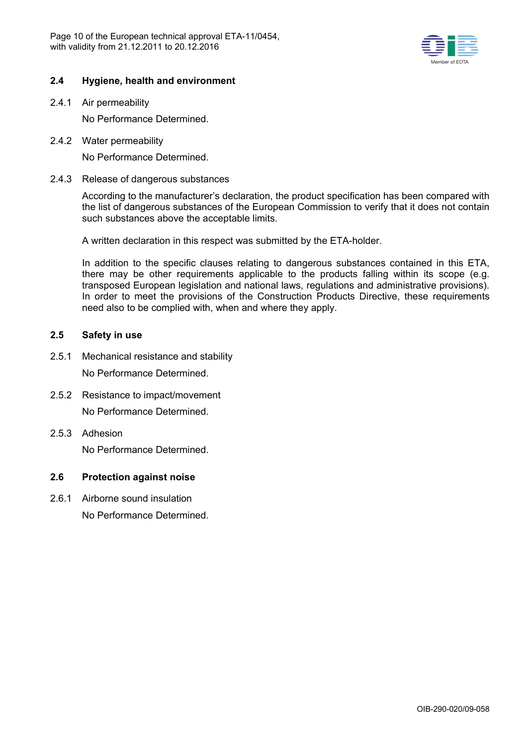### 2.4 Hygiene, health and environment

2.4.1 Air permeability

No Performance Determined.

2.4.2 Water permeability

No Performance Determined.

2.4.3 Release of dangerous substances

According to the manufacturer's declaration, the product specification has been compared with the list of dangerous substances of the European Commission to verify that it does not contain such substances above the acceptable limits.

A written declaration in this respect was submitted by the ETA-holder.

In addition to the specific clauses relating to dangerous substances contained in this ETA, there may be other requirements applicable to the products falling within its scope (e.g. transposed European legislation and national laws, regulations and administrative provisions). In order to meet the provisions of the Construction Products Directive, these requirements need also to be complied with, when and where they apply.

### 2.5 Safety in use

2.5.1 Mechanical resistance and stability

No Performance Determined.

2.5.2 Resistance to impact/movement

No Performance Determined.

2.5.3 Adhesion

No Performance Determined.

### 2.6 Protection against noise

2.6.1 Airborne sound insulation

No Performance Determined.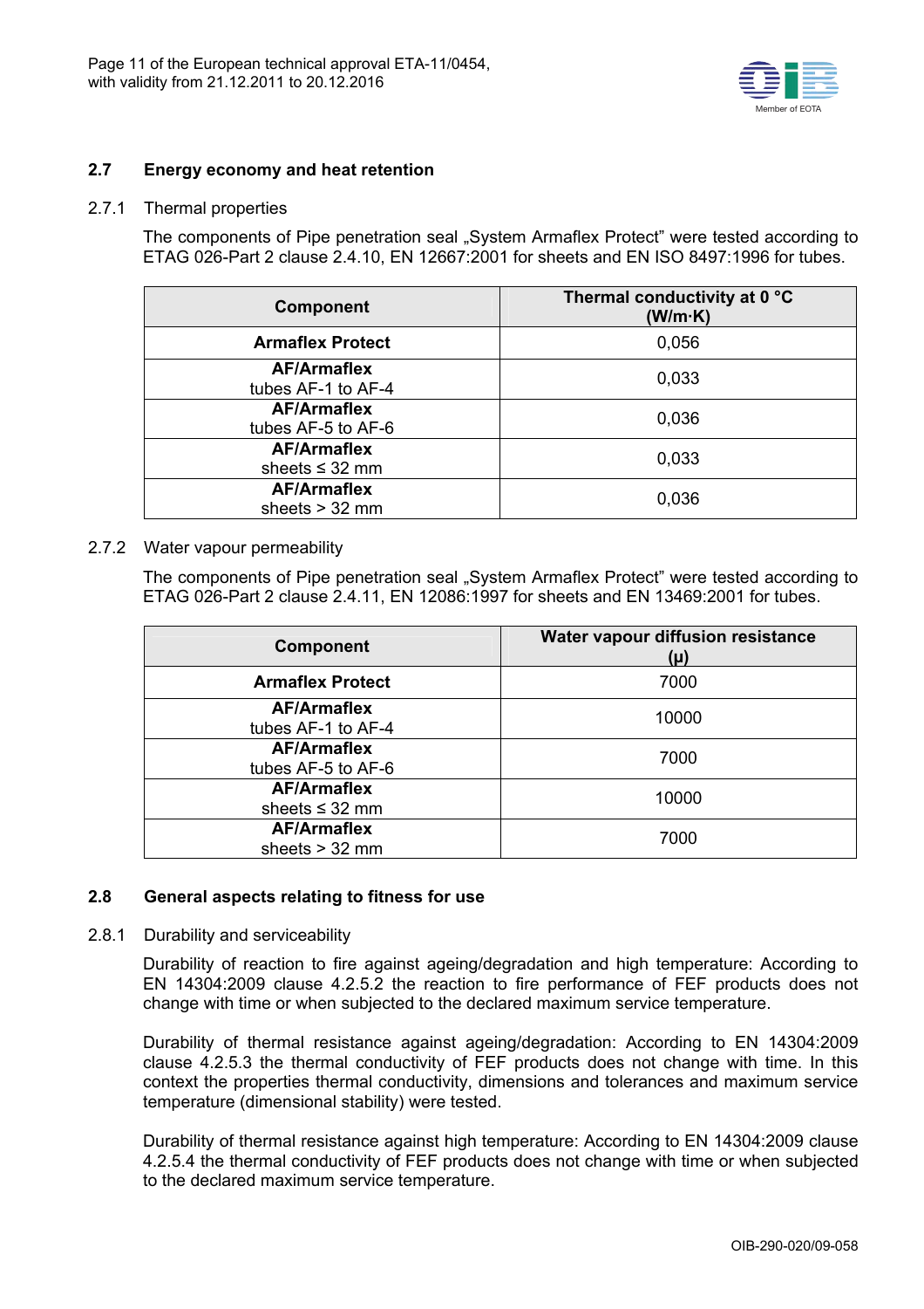### 2.7 Energy economy and heat retention

2.7.1 Thermal properties

The components of Pipe penetration seal „System Armaflex Protect" were tested according to ETAG 026-Part 2 clause 2.4.10, EN 12667:2001 for sheets and EN ISO 8497:1996 for tubes.

| Component | Thermal conductivity at 0 °C (W/m·K) |
|---|---|
| **Armaflex Protect** | 0,056 |
| **AF/Armaflex** tubes AF-1 to AF-4 | 0,033 |
| **AF/Armaflex** tubes AF-5 to AF-6 | 0,036 |
| **AF/Armaflex** sheets ≤ 32 mm | 0,033 |
| **AF/Armaflex** sheets > 32 mm | 0,036 |

2.7.2 Water vapour permeability

The components of Pipe penetration seal „System Armaflex Protect" were tested according to ETAG 026-Part 2 clause 2.4.11, EN 12086:1997 for sheets and EN 13469:2001 for tubes.

| Component | Water vapour diffusion resistance (μ) |
|---|---|
| **Armaflex Protect** | 7000 |
| **AF/Armaflex** tubes AF-1 to AF-4 | 10000 |
| **AF/Armaflex** tubes AF-5 to AF-6 | 7000 |
| **AF/Armaflex** sheets ≤ 32 mm | 10000 |
| **AF/Armaflex** sheets > 32 mm | 7000 |

### 2.8 General aspects relating to fitness for use

2.8.1 Durability and serviceability

Durability of reaction to fire against ageing/degradation and high temperature: According to EN 14304:2009 clause 4.2.5.2 the reaction to fire performance of FEF products does not change with time or when subjected to the declared maximum service temperature.

Durability of thermal resistance against ageing/degradation: According to EN 14304:2009 clause 4.2.5.3 the thermal conductivity of FEF products does not change with time. In this context the properties thermal conductivity, dimensions and tolerances and maximum service temperature (dimensional stability) were tested.

Durability of thermal resistance against high temperature: According to EN 14304:2009 clause 4.2.5.4 the thermal conductivity of FEF products does not change with time or when subjected to the declared maximum service temperature.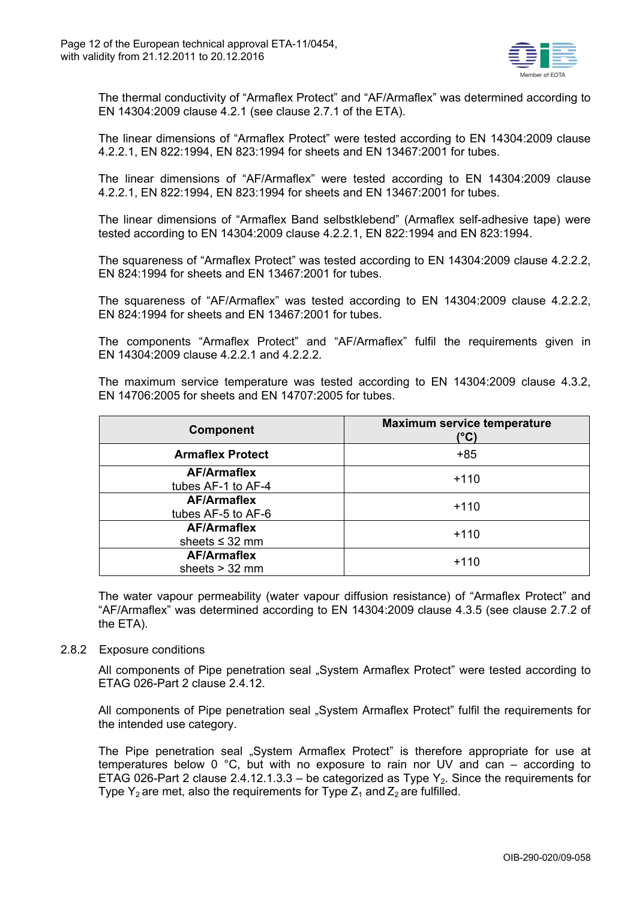The thermal conductivity of "Armaflex Protect" and "AF/Armaflex" was determined according to EN 14304:2009 clause 4.2.1 (see clause 2.7.1 of the ETA).

The linear dimensions of "Armaflex Protect" were tested according to EN 14304:2009 clause 4.2.2.1, EN 822:1994, EN 823:1994 for sheets and EN 13467:2001 for tubes.

The linear dimensions of "AF/Armaflex" were tested according to EN 14304:2009 clause 4.2.2.1, EN 822:1994, EN 823:1994 for sheets and EN 13467:2001 for tubes.

The linear dimensions of "Armaflex Band selbstklebend" (Armaflex self-adhesive tape) were tested according to EN 14304:2009 clause 4.2.2.1, EN 822:1994 and EN 823:1994.

The squareness of "Armaflex Protect" was tested according to EN 14304:2009 clause 4.2.2.2, EN 824:1994 for sheets and EN 13467:2001 for tubes.

The squareness of "AF/Armaflex" was tested according to EN 14304:2009 clause 4.2.2.2, EN 824:1994 for sheets and EN 13467:2001 for tubes.

The components "Armaflex Protect" and "AF/Armaflex" fulfil the requirements given in EN 14304:2009 clause 4.2.2.1 and 4.2.2.2.

The maximum service temperature was tested according to EN 14304:2009 clause 4.3.2, EN 14706:2005 for sheets and EN 14707:2005 for tubes.

| Component | Maximum service temperature (°C) |
|---|---|
| **Armaflex Protect** | +85 |
| **AF/Armaflex** tubes AF-1 to AF-4 | +110 |
| **AF/Armaflex** tubes AF-5 to AF-6 | +110 |
| **AF/Armaflex** sheets ≤ 32 mm | +110 |
| **AF/Armaflex** sheets > 32 mm | +110 |

The water vapour permeability (water vapour diffusion resistance) of "Armaflex Protect" and "AF/Armaflex" was determined according to EN 14304:2009 clause 4.3.5 (see clause 2.7.2 of the ETA).

2.8.2 Exposure conditions

All components of Pipe penetration seal „System Armaflex Protect" were tested according to ETAG 026-Part 2 clause 2.4.12.

All components of Pipe penetration seal „System Armaflex Protect" fulfil the requirements for the intended use category.

The Pipe penetration seal „System Armaflex Protect" is therefore appropriate for use at temperatures below 0 °C, but with no exposure to rain nor UV and can – according to ETAG 026-Part 2 clause 2.4.12.1.3.3 – be categorized as Type $Y_2$. Since the requirements for Type $Y_2$ are met, also the requirements for Type $Z_1$ and $Z_2$ are fulfilled.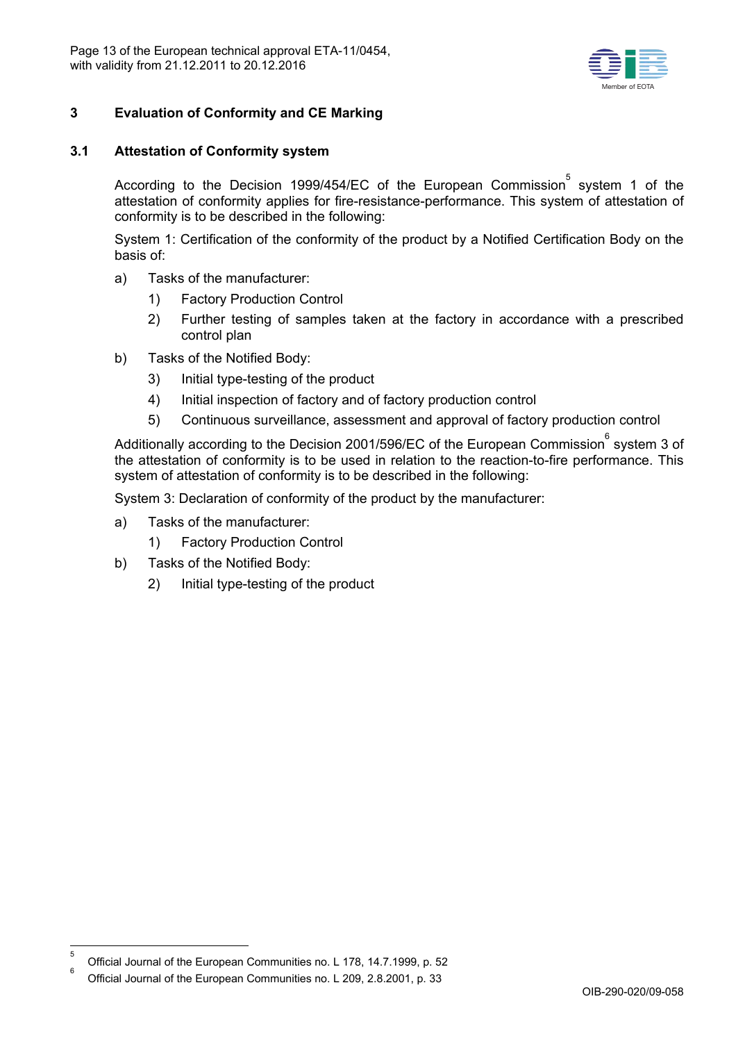## 3 Evaluation of Conformity and CE Marking

### 3.1 Attestation of Conformity system

According to the Decision 1999/454/EC of the European Commission[5] system 1 of the attestation of conformity applies for fire-resistance-performance. This system of attestation of conformity is to be described in the following:

System 1: Certification of the conformity of the product by a Notified Certification Body on the basis of:

a) Tasks of the manufacturer:
   1) Factory Production Control
   2) Further testing of samples taken at the factory in accordance with a prescribed control plan

b) Tasks of the Notified Body:
   3) Initial type-testing of the product
   4) Initial inspection of factory and of factory production control
   5) Continuous surveillance, assessment and approval of factory production control

Additionally according to the Decision 2001/596/EC of the European Commission[6] system 3 of the attestation of conformity is to be used in relation to the reaction-to-fire performance. This system of attestation of conformity is to be described in the following:

System 3: Declaration of conformity of the product by the manufacturer:

a) Tasks of the manufacturer:
   1) Factory Production Control

b) Tasks of the Notified Body:
   2) Initial type-testing of the product

---

[5] Official Journal of the European Communities no. L 178, 14.7.1999, p. 52

[6] Official Journal of the European Communities no. L 209, 2.8.2001, p. 33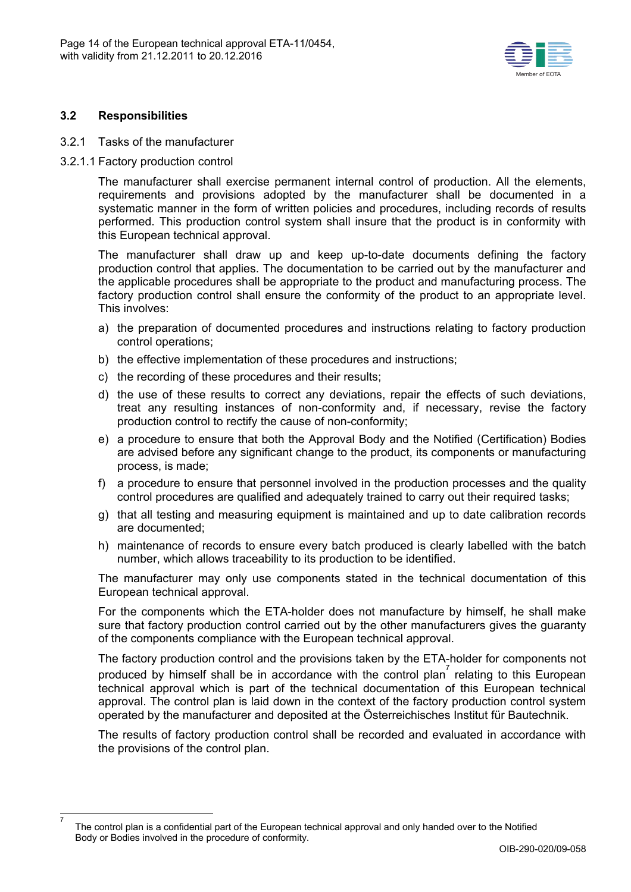### 3.2 Responsibilities

3.2.1 Tasks of the manufacturer

3.2.1.1 Factory production control

The manufacturer shall exercise permanent internal control of production. All the elements, requirements and provisions adopted by the manufacturer shall be documented in a systematic manner in the form of written policies and procedures, including records of results performed. This production control system shall insure that the product is in conformity with this European technical approval.

The manufacturer shall draw up and keep up-to-date documents defining the factory production control that applies. The documentation to be carried out by the manufacturer and the applicable procedures shall be appropriate to the product and manufacturing process. The factory production control shall ensure the conformity of the product to an appropriate level. This involves:

a) the preparation of documented procedures and instructions relating to factory production control operations;
b) the effective implementation of these procedures and instructions;
c) the recording of these procedures and their results;
d) the use of these results to correct any deviations, repair the effects of such deviations, treat any resulting instances of non-conformity and, if necessary, revise the factory production control to rectify the cause of non-conformity;
e) a procedure to ensure that both the Approval Body and the Notified (Certification) Bodies are advised before any significant change to the product, its components or manufacturing process, is made;
f) a procedure to ensure that personnel involved in the production processes and the quality control procedures are qualified and adequately trained to carry out their required tasks;
g) that all testing and measuring equipment is maintained and up to date calibration records are documented;
h) maintenance of records to ensure every batch produced is clearly labelled with the batch number, which allows traceability to its production to be identified.

The manufacturer may only use components stated in the technical documentation of this European technical approval.

For the components which the ETA-holder does not manufacture by himself, he shall make sure that factory production control carried out by the other manufacturers gives the guaranty of the components compliance with the European technical approval.

The factory production control and the provisions taken by the ETA-holder for components not produced by himself shall be in accordance with the control plan[7] relating to this European technical approval which is part of the technical documentation of this European technical approval. The control plan is laid down in the context of the factory production control system operated by the manufacturer and deposited at the Österreichisches Institut für Bautechnik.

The results of factory production control shall be recorded and evaluated in accordance with the provisions of the control plan.

[7] The control plan is a confidential part of the European technical approval and only handed over to the Notified Body or Bodies involved in the procedure of conformity.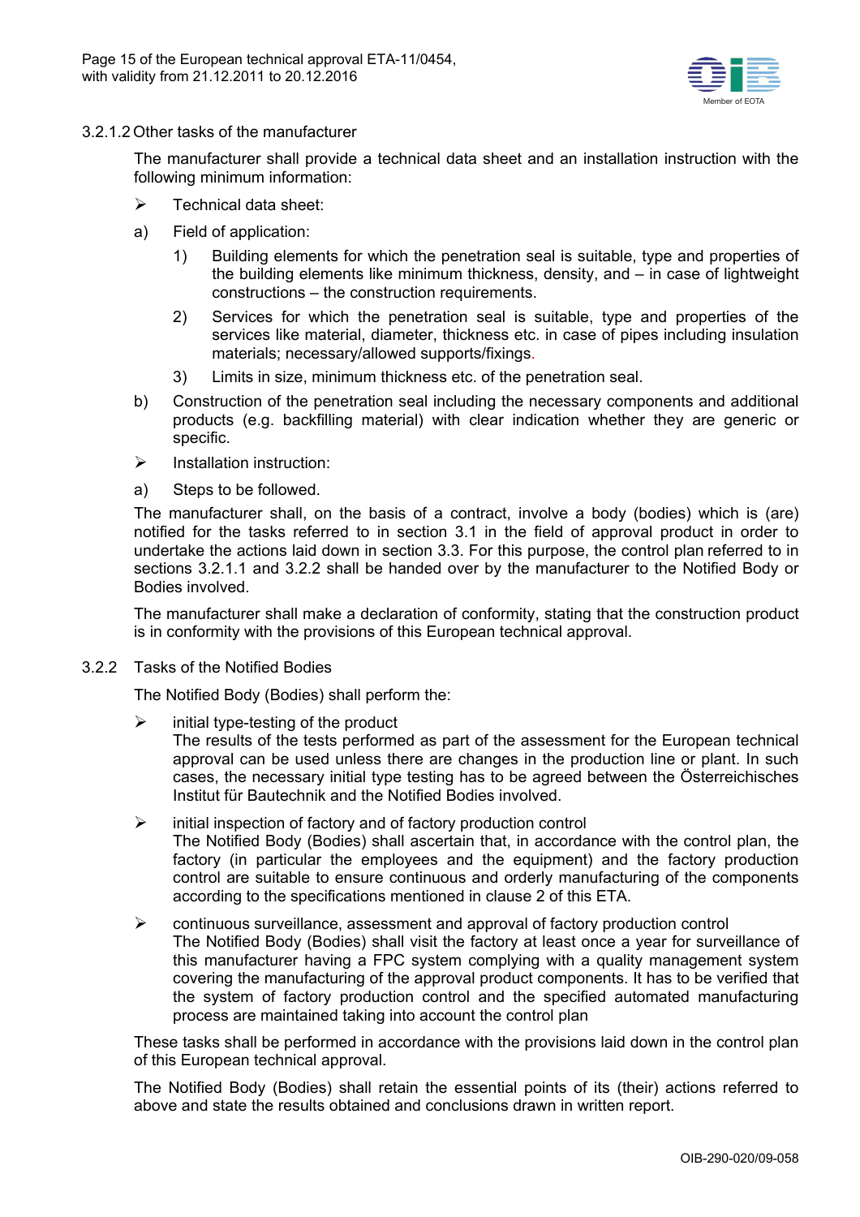#### 3.2.1.2 Other tasks of the manufacturer

The manufacturer shall provide a technical data sheet and an installation instruction with the following minimum information:

- Technical data sheet:

a) Field of application:

1) Building elements for which the penetration seal is suitable, type and properties of the building elements like minimum thickness, density, and – in case of lightweight constructions – the construction requirements.

2) Services for which the penetration seal is suitable, type and properties of the services like material, diameter, thickness etc. in case of pipes including insulation materials; necessary/allowed supports/fixings.

3) Limits in size, minimum thickness etc. of the penetration seal.

b) Construction of the penetration seal including the necessary components and additional products (e.g. backfilling material) with clear indication whether they are generic or specific.

- Installation instruction:

a) Steps to be followed.

The manufacturer shall, on the basis of a contract, involve a body (bodies) which is (are) notified for the tasks referred to in section 3.1 in the field of approval product in order to undertake the actions laid down in section 3.3. For this purpose, the control plan referred to in sections 3.2.1.1 and 3.2.2 shall be handed over by the manufacturer to the Notified Body or Bodies involved.

The manufacturer shall make a declaration of conformity, stating that the construction product is in conformity with the provisions of this European technical approval.

### 3.2.2 Tasks of the Notified Bodies

The Notified Body (Bodies) shall perform the:

- initial type-testing of the product
  The results of the tests performed as part of the assessment for the European technical approval can be used unless there are changes in the production line or plant. In such cases, the necessary initial type testing has to be agreed between the Österreichisches Institut für Bautechnik and the Notified Bodies involved.

- initial inspection of factory and of factory production control
  The Notified Body (Bodies) shall ascertain that, in accordance with the control plan, the factory (in particular the employees and the equipment) and the factory production control are suitable to ensure continuous and orderly manufacturing of the components according to the specifications mentioned in clause 2 of this ETA.

- continuous surveillance, assessment and approval of factory production control
  The Notified Body (Bodies) shall visit the factory at least once a year for surveillance of this manufacturer having a FPC system complying with a quality management system covering the manufacturing of the approval product components. It has to be verified that the system of factory production control and the specified automated manufacturing process are maintained taking into account the control plan

These tasks shall be performed in accordance with the provisions laid down in the control plan of this European technical approval.

The Notified Body (Bodies) shall retain the essential points of its (their) actions referred to above and state the results obtained and conclusions drawn in written report.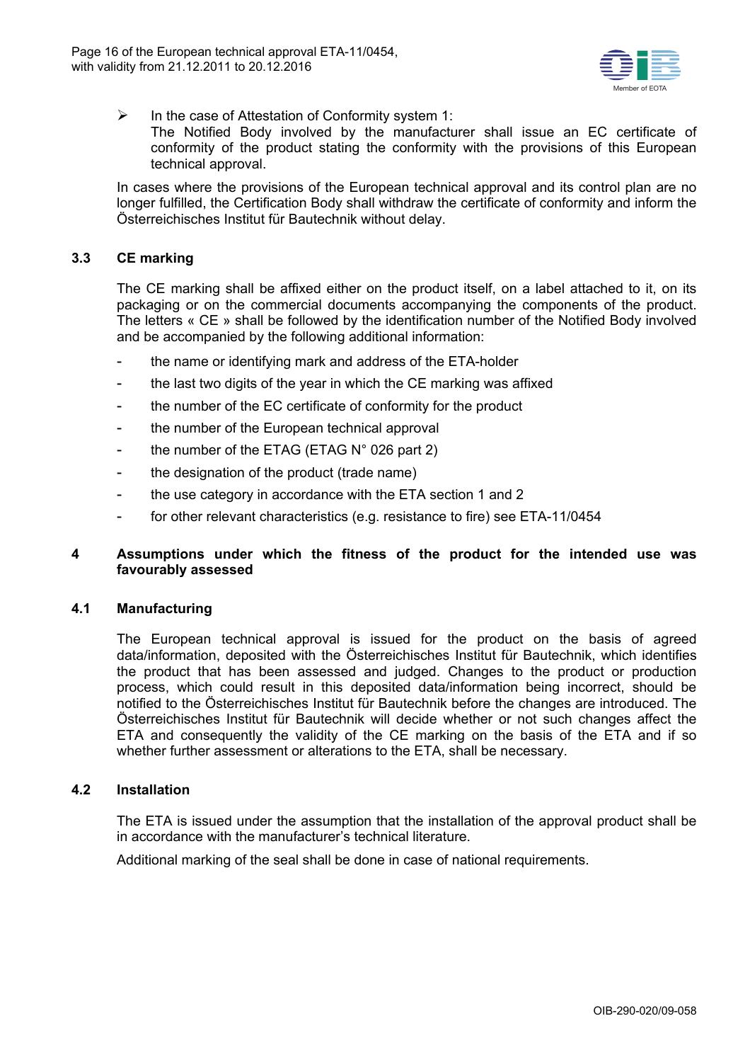- In the case of Attestation of Conformity system 1:
  The Notified Body involved by the manufacturer shall issue an EC certificate of conformity of the product stating the conformity with the provisions of this European technical approval.

In cases where the provisions of the European technical approval and its control plan are no longer fulfilled, the Certification Body shall withdraw the certificate of conformity and inform the Österreichisches Institut für Bautechnik without delay.

### 3.3 CE marking

The CE marking shall be affixed either on the product itself, on a label attached to it, on its packaging or on the commercial documents accompanying the components of the product. The letters « CE » shall be followed by the identification number of the Notified Body involved and be accompanied by the following additional information:

- the name or identifying mark and address of the ETA-holder
- the last two digits of the year in which the CE marking was affixed
- the number of the EC certificate of conformity for the product
- the number of the European technical approval
- the number of the ETAG (ETAG N° 026 part 2)
- the designation of the product (trade name)
- the use category in accordance with the ETA section 1 and 2
- for other relevant characteristics (e.g. resistance to fire) see ETA-11/0454

## 4 Assumptions under which the fitness of the product for the intended use was favourably assessed

### 4.1 Manufacturing

The European technical approval is issued for the product on the basis of agreed data/information, deposited with the Österreichisches Institut für Bautechnik, which identifies the product that has been assessed and judged. Changes to the product or production process, which could result in this deposited data/information being incorrect, should be notified to the Österreichisches Institut für Bautechnik before the changes are introduced. The Österreichisches Institut für Bautechnik will decide whether or not such changes affect the ETA and consequently the validity of the CE marking on the basis of the ETA and if so whether further assessment or alterations to the ETA, shall be necessary.

### 4.2 Installation

The ETA is issued under the assumption that the installation of the approval product shall be in accordance with the manufacturer's technical literature.

Additional marking of the seal shall be done in case of national requirements.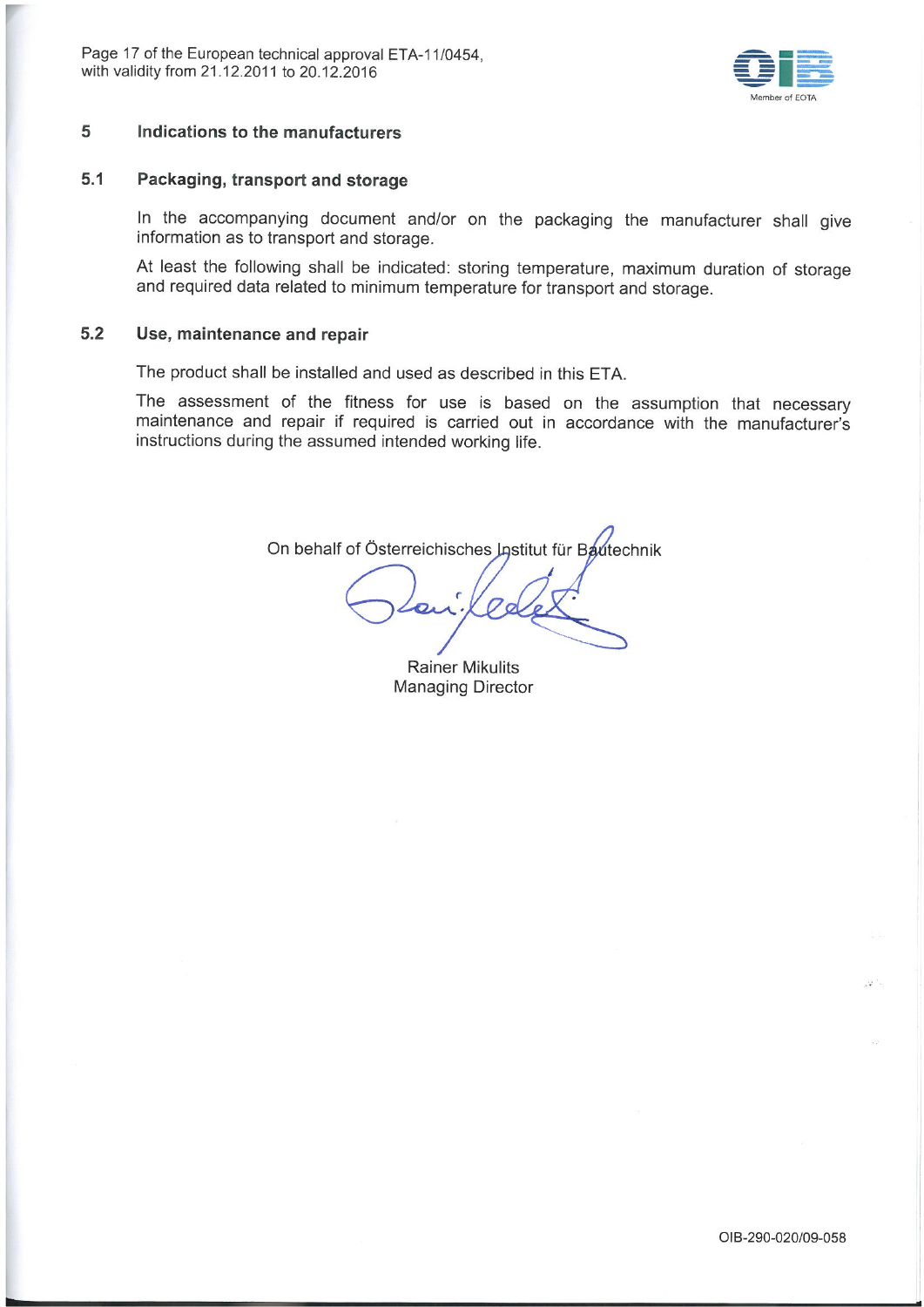## 5 Indications to the manufacturers

### 5.1 Packaging, transport and storage

In the accompanying document and/or on the packaging the manufacturer shall give information as to transport and storage.

At least the following shall be indicated: storing temperature, maximum duration of storage and required data related to minimum temperature for transport and storage.

### 5.2 Use, maintenance and repair

The product shall be installed and used as described in this ETA.

The assessment of the fitness for use is based on the assumption that necessary maintenance and repair if required is carried out in accordance with the manufacturer's instructions during the assumed intended working life.

On behalf of Österreichisches Institut für Bautechnik

Rainer Mikulits
Managing Director

OIB-290-020/09-058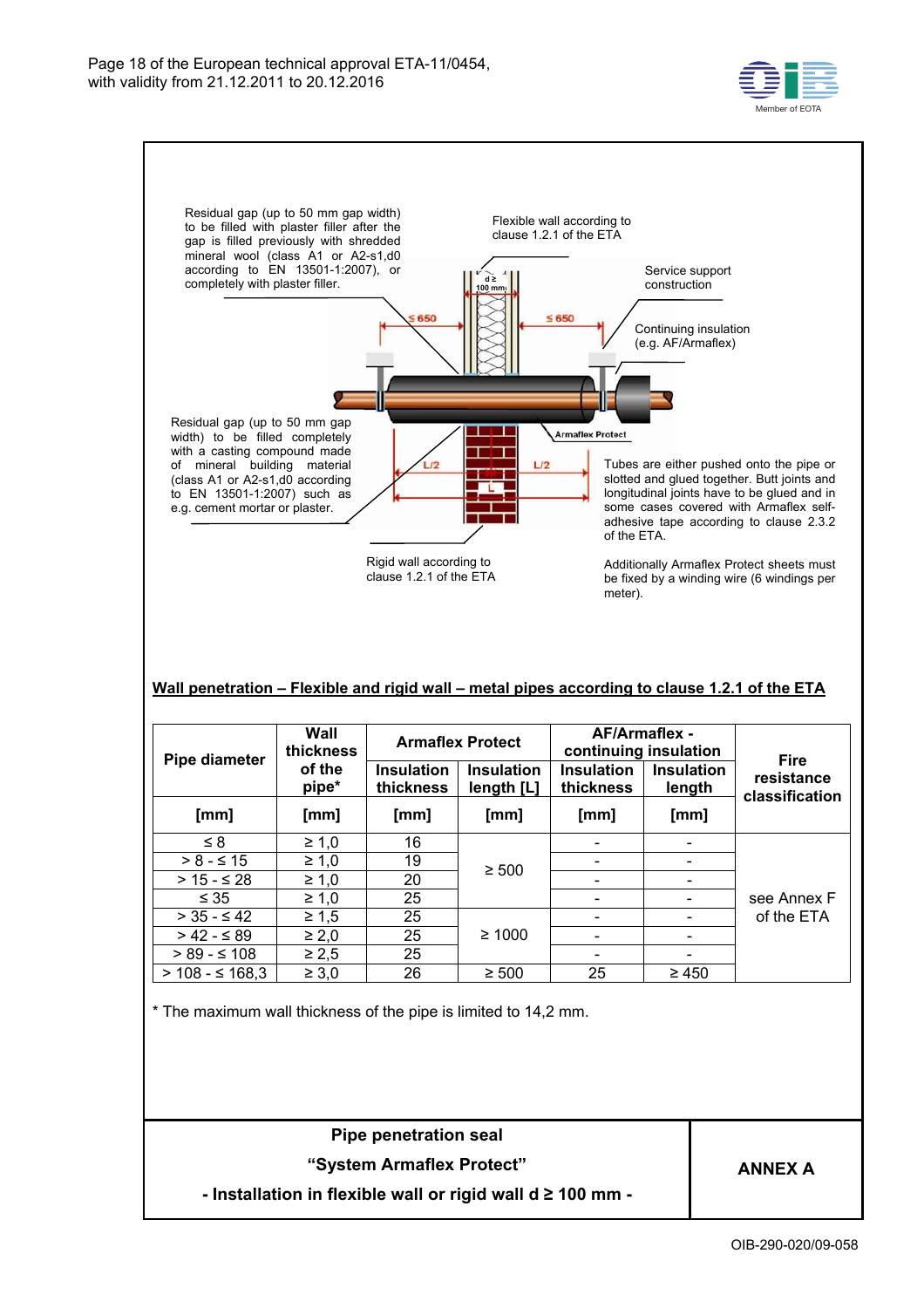Residual gap (up to 50 mm gap width) to be filled with plaster filler after the gap is filled previously with shredded mineral wool (class A1 or A2-s1,d0 according to EN 13501-1:2007), or completely with plaster filler.

Flexible wall according to clause 1.2.1 of the ETA

Service support construction

Continuing insulation (e.g. AF/Armaflex)

d ≥ 100 mm

≤ 650

≤ 650

Residual gap (up to 50 mm gap width) to be filled completely with a casting compound made of mineral building material (class A1 or A2-s1,d0 according to EN 13501-1:2007) such as e.g. cement mortar or plaster.

Armaflex Protect

L/2

L/2

L

Tubes are either pushed onto the pipe or slotted and glued together. Butt joints and longitudinal joints have to be glued and in some cases covered with Armaflex self-adhesive tape according to clause 2.3.2 of the ETA.

Rigid wall according to clause 1.2.1 of the ETA

Additionally Armaflex Protect sheets must be fixed by a winding wire (6 windings per meter).

**Wall penetration – Flexible and rigid wall – metal pipes according to clause 1.2.1 of the ETA**

| Pipe diameter | Wall thickness of the pipe* | Armaflex Protect | | AF/Armaflex - continuing insulation | | Fire resistance classification |
|---|---|---|---|---|---|---|
| | | Insulation thickness | Insulation length [L] | Insulation thickness | Insulation length | |
| [mm] | [mm] | [mm] | [mm] | [mm] | [mm] | |
| ≤ 8 | ≥ 1,0 | 16 | ≥ 500 | - | - | see Annex F of the ETA |
| > 8 - ≤ 15 | ≥ 1,0 | 19 | | - | - | |
| > 15 - ≤ 28 | ≥ 1,0 | 20 | | - | - | |
| ≤ 35 | ≥ 1,0 | 25 | | - | - | |
| > 35 - ≤ 42 | ≥ 1,5 | 25 | ≥ 1000 | - | - | |
| > 42 - ≤ 89 | ≥ 2,0 | 25 | | - | - | |
| > 89 - ≤ 108 | ≥ 2,5 | 25 | | - | - | |
| > 108 - ≤ 168,3 | ≥ 3,0 | 26 | ≥ 500 | 25 | ≥ 450 | |

\* The maximum wall thickness of the pipe is limited to 14,2 mm.

**Pipe penetration seal**

**"System Armaflex Protect"**

**- Installation in flexible wall or rigid wall d ≥ 100 mm -**

**ANNEX A**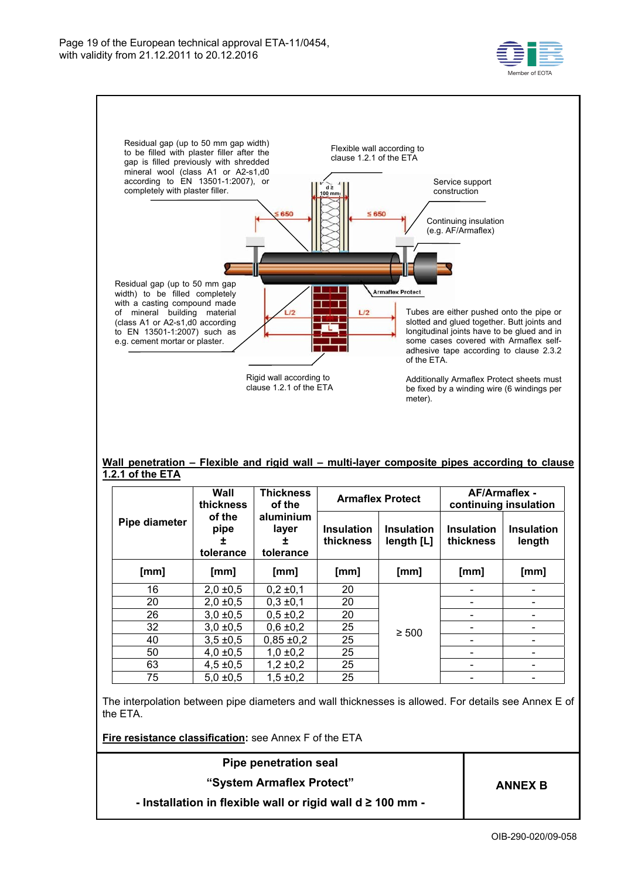Residual gap (up to 50 mm gap width) to be filled with plaster filler after the gap is filled previously with shredded mineral wool (class A1 or A2-s1,d0 according to EN 13501-1:2007), or completely with plaster filler.

Flexible wall according to clause 1.2.1 of the ETA

d ≥ 100 mm

≤ 650

≤ 650

Service support construction

Continuing insulation (e.g. AF/Armaflex)

Residual gap (up to 50 mm gap width) to be filled completely with a casting compound made of mineral building material (class A1 or A2-s1,d0 according to EN 13501-1:2007) such as e.g. cement mortar or plaster.

Armaflex Protect

L/2

L/2

L

Tubes are either pushed onto the pipe or slotted and glued together. Butt joints and longitudinal joints have to be glued and in some cases covered with Armaflex self-adhesive tape according to clause 2.3.2 of the ETA.

Rigid wall according to clause 1.2.1 of the ETA

Additionally Armaflex Protect sheets must be fixed by a winding wire (6 windings per meter).

**Wall penetration – Flexible and rigid wall – multi-layer composite pipes according to clause 1.2.1 of the ETA**

| Pipe diameter | Wall thickness of the pipe ± tolerance | Thickness of the aluminium layer ± tolerance | Armaflex Protect | | AF/Armaflex - continuing insulation | |
|---|---|---|---|---|---|---|
| | | | Insulation thickness | Insulation length [L] | Insulation thickness | Insulation length |
| [mm] | [mm] | [mm] | [mm] | [mm] | [mm] | [mm] |
| 16 | 2,0 ±0,5 | 0,2 ±0,1 | 20 | ≥ 500 | - | - |
| 20 | 2,0 ±0,5 | 0,3 ±0,1 | 20 | | - | - |
| 26 | 3,0 ±0,5 | 0,5 ±0,2 | 20 | | - | - |
| 32 | 3,0 ±0,5 | 0,6 ±0,2 | 25 | | - | - |
| 40 | 3,5 ±0,5 | 0,85 ±0,2 | 25 | | - | - |
| 50 | 4,0 ±0,5 | 1,0 ±0,2 | 25 | | - | - |
| 63 | 4,5 ±0,5 | 1,2 ±0,2 | 25 | | - | - |
| 75 | 5,0 ±0,5 | 1,5 ±0,2 | 25 | | - | - |

The interpolation between pipe diameters and wall thicknesses is allowed. For details see Annex E of the ETA.

**Fire resistance classification**: see Annex F of the ETA

| **Pipe penetration seal**<br>**“System Armaflex Protect”**<br>**- Installation in flexible wall or rigid wall d ≥ 100 mm -** | **ANNEX B** |
|---|---|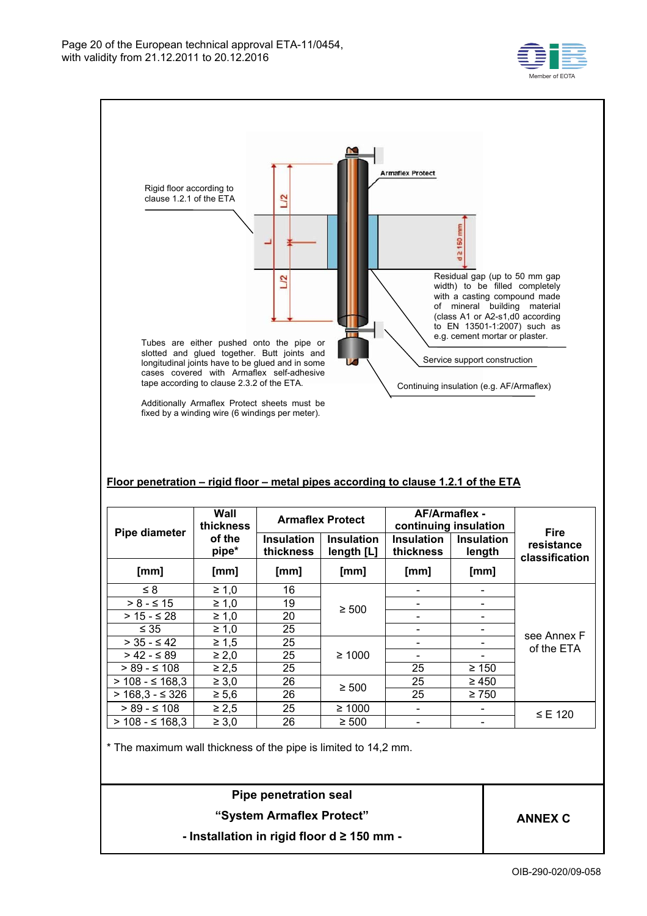Rigid floor according to clause 1.2.1 of the ETA

Armaflex Protect

L/2

L

L/2

d ≥ 150 mm

Residual gap (up to 50 mm gap width) to be filled completely with a casting compound made of mineral building material (class A1 or A2-s1,d0 according to EN 13501-1:2007) such as e.g. cement mortar or plaster.

Service support construction

Continuing insulation (e.g. AF/Armaflex)

Tubes are either pushed onto the pipe or slotted and glued together. Butt joints and longitudinal joints have to be glued and in some cases covered with Armaflex self-adhesive tape according to clause 2.3.2 of the ETA.

Additionally Armaflex Protect sheets must be fixed by a winding wire (6 windings per meter).

**Floor penetration – rigid floor – metal pipes according to clause 1.2.1 of the ETA**

| Pipe diameter | Wall thickness of the pipe* | Armaflex Protect | | AF/Armaflex - continuing insulation | | Fire resistance classification |
|---|---|---|---|---|---|---|
| | | Insulation thickness | Insulation length [L] | Insulation thickness | Insulation length | |
| [mm] | [mm] | [mm] | [mm] | [mm] | [mm] | |
| ≤ 8 | ≥ 1,0 | 16 | ≥ 500 | - | - | see Annex F of the ETA |
| > 8 - ≤ 15 | ≥ 1,0 | 19 | | - | - | |
| > 15 - ≤ 28 | ≥ 1,0 | 20 | | - | - | |
| ≤ 35 | ≥ 1,0 | 25 | | - | - | |
| > 35 - ≤ 42 | ≥ 1,5 | 25 | ≥ 1000 | - | - | |
| > 42 - ≤ 89 | ≥ 2,0 | 25 | | - | - | |
| > 89 - ≤ 108 | ≥ 2,5 | 25 | | 25 | ≥ 150 | |
| > 108 - ≤ 168,3 | ≥ 3,0 | 26 | ≥ 500 | 25 | ≥ 450 | |
| > 168,3 - ≤ 326 | ≥ 5,6 | 26 | | 25 | ≥ 750 | |
| > 89 - ≤ 108 | ≥ 2,5 | 25 | ≥ 1000 | - | - | ≤ E 120 |
| > 108 - ≤ 168,3 | ≥ 3,0 | 26 | ≥ 500 | - | - | |

* The maximum wall thickness of the pipe is limited to 14,2 mm.

| Pipe penetration seal<br>"System Armaflex Protect"<br>- Installation in rigid floor d ≥ 150 mm - | ANNEX C |
|---|---|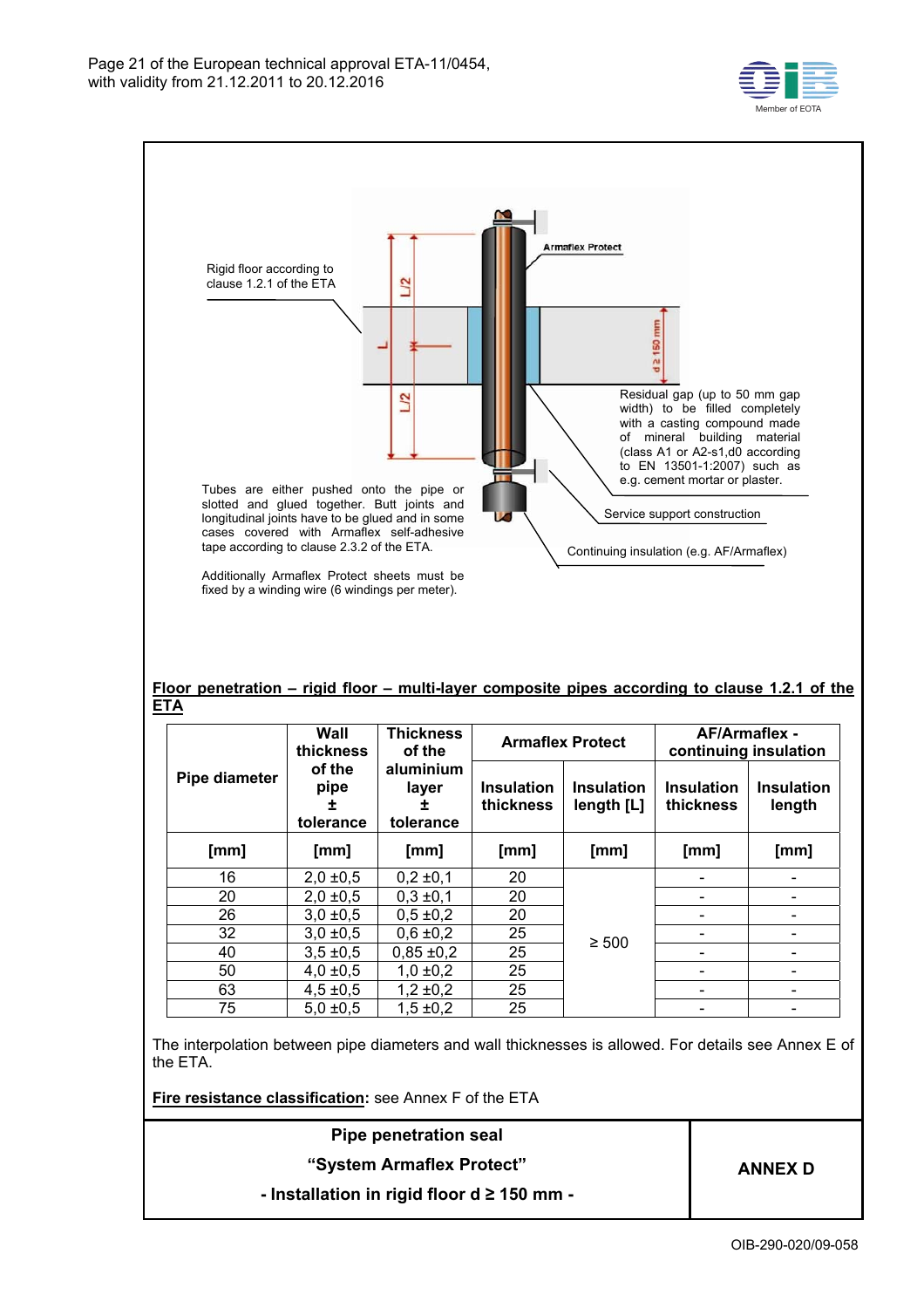Rigid floor according to clause 1.2.1 of the ETA

Armaflex Protect

L/2

L

L/2

d ≥ 150 mm

Residual gap (up to 50 mm gap width) to be filled completely with a casting compound made of mineral building material (class A1 or A2-s1,d0 according to EN 13501-1:2007) such as e.g. cement mortar or plaster.

Tubes are either pushed onto the pipe or slotted and glued together. Butt joints and longitudinal joints have to be glued and in some cases covered with Armaflex self-adhesive tape according to clause 2.3.2 of the ETA.

Additionally Armaflex Protect sheets must be fixed by a winding wire (6 windings per meter).

Service support construction

Continuing insulation (e.g. AF/Armaflex)

**Floor penetration – rigid floor – multi-layer composite pipes according to clause 1.2.1 of the ETA**

| Pipe diameter | Wall thickness of the pipe ± tolerance | Thickness of the aluminium layer ± tolerance | Armaflex Protect | | AF/Armaflex - continuing insulation | |
|---|---|---|---|---|---|---|
| | | | Insulation thickness | Insulation length [L] | Insulation thickness | Insulation length |
| [mm] | [mm] | [mm] | [mm] | [mm] | [mm] | [mm] |
| 16 | 2,0 ±0,5 | 0,2 ±0,1 | 20 | ≥ 500 | - | - |
| 20 | 2,0 ±0,5 | 0,3 ±0,1 | 20 | | - | - |
| 26 | 3,0 ±0,5 | 0,5 ±0,2 | 20 | | - | - |
| 32 | 3,0 ±0,5 | 0,6 ±0,2 | 25 | | - | - |
| 40 | 3,5 ±0,5 | 0,85 ±0,2 | 25 | | - | - |
| 50 | 4,0 ±0,5 | 1,0 ±0,2 | 25 | | - | - |
| 63 | 4,5 ±0,5 | 1,2 ±0,2 | 25 | | - | - |
| 75 | 5,0 ±0,5 | 1,5 ±0,2 | 25 | | - | - |

The interpolation between pipe diameters and wall thicknesses is allowed. For details see Annex E of the ETA.

**Fire resistance classification:** see Annex F of the ETA

| Pipe penetration seal<br>"System Armaflex Protect"<br>- Installation in rigid floor d ≥ 150 mm - | ANNEX D |
|---|---|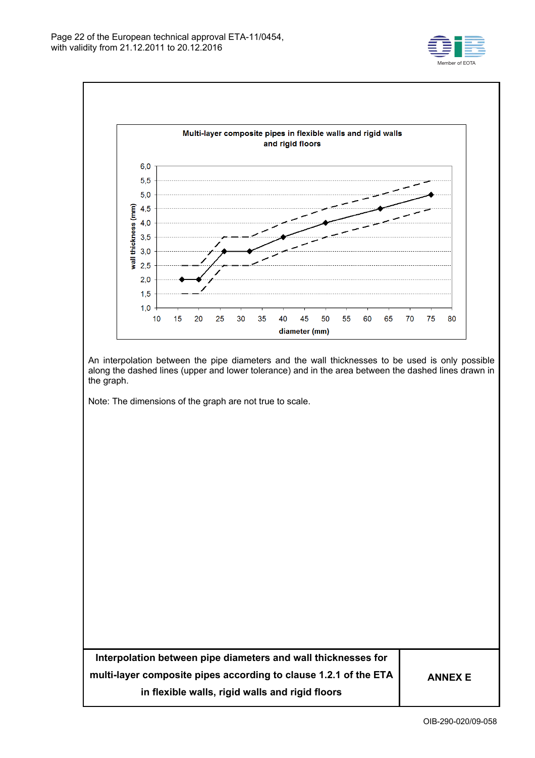**Multi-layer composite pipes in flexible walls and rigid walls and rigid floors**

An interpolation between the pipe diameters and the wall thicknesses to be used is only possible along the dashed lines (upper and lower tolerance) and in the area between the dashed lines drawn in the graph.

Note: The dimensions of the graph are not true to scale.

| Interpolation between pipe diameters and wall thicknesses for multi-layer composite pipes according to clause 1.2.1 of the ETA in flexible walls, rigid walls and rigid floors | ANNEX E |
| --- | --- |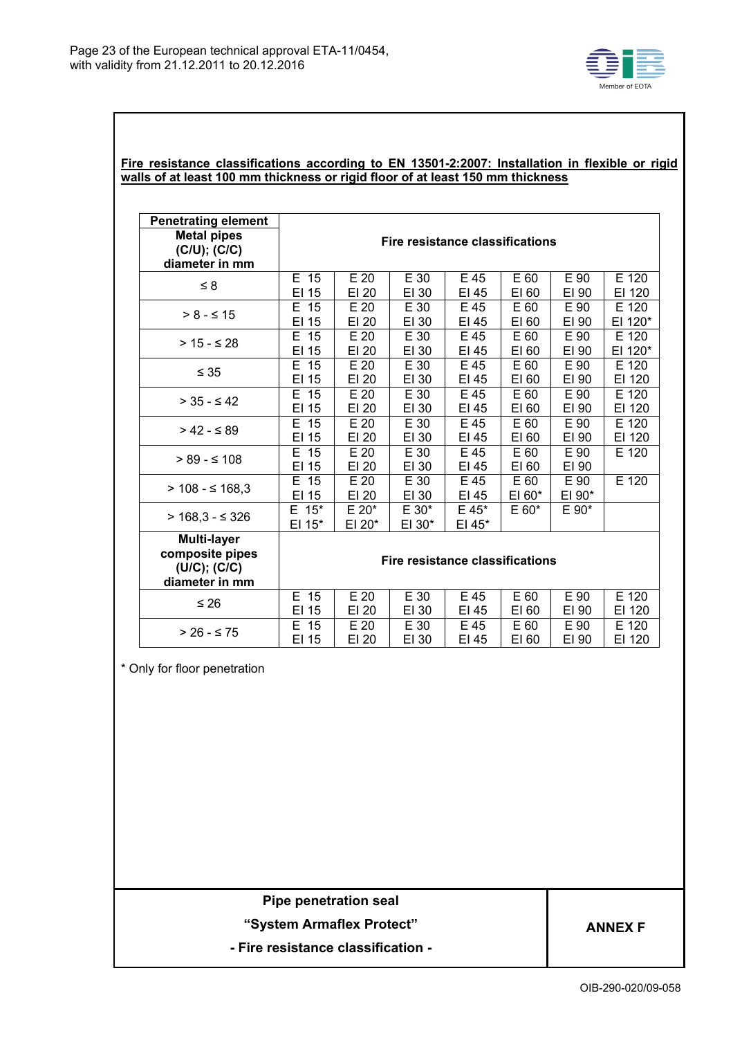**Fire resistance classifications according to EN 13501-2:2007: Installation in flexible or rigid walls of at least 100 mm thickness or rigid floor of at least 150 mm thickness**

| Penetrating element<br>**Metal pipes (C/U); (C/C) diameter in mm** | Fire resistance classifications | | | | | | |
|---|---|---|---|---|---|---|---|
| ≤ 8 | E 15<br>EI 15 | E 20<br>EI 20 | E 30<br>EI 30 | E 45<br>EI 45 | E 60<br>EI 60 | E 90<br>EI 90 | E 120<br>EI 120 |
| > 8 - ≤ 15 | E 15<br>EI 15 | E 20<br>EI 20 | E 30<br>EI 30 | E 45<br>EI 45 | E 60<br>EI 60 | E 90<br>EI 90 | E 120<br>EI 120* |
| > 15 - ≤ 28 | E 15<br>EI 15 | E 20<br>EI 20 | E 30<br>EI 30 | E 45<br>EI 45 | E 60<br>EI 60 | E 90<br>EI 90 | E 120<br>EI 120* |
| ≤ 35 | E 15<br>EI 15 | E 20<br>EI 20 | E 30<br>EI 30 | E 45<br>EI 45 | E 60<br>EI 60 | E 90<br>EI 90 | E 120<br>EI 120 |
| > 35 - ≤ 42 | E 15<br>EI 15 | E 20<br>EI 20 | E 30<br>EI 30 | E 45<br>EI 45 | E 60<br>EI 60 | E 90<br>EI 90 | E 120<br>EI 120 |
| > 42 - ≤ 89 | E 15<br>EI 15 | E 20<br>EI 20 | E 30<br>EI 30 | E 45<br>EI 45 | E 60<br>EI 60 | E 90<br>EI 90 | E 120<br>EI 120 |
| > 89 - ≤ 108 | E 15<br>EI 15 | E 20<br>EI 20 | E 30<br>EI 30 | E 45<br>EI 45 | E 60<br>EI 60 | E 90<br>EI 90 | E 120 |
| > 108 - ≤ 168,3 | E 15<br>EI 15 | E 20<br>EI 20 | E 30<br>EI 30 | E 45<br>EI 45 | E 60<br>EI 60* | E 90<br>EI 90* | E 120 |
| > 168,3 - ≤ 326 | E 15*<br>EI 15* | E 20*<br>EI 20* | E 30*<br>EI 30* | E 45*<br>EI 45* | E 60* | E 90* | |
| **Multi-layer composite pipes (U/C); (C/C) diameter in mm** | **Fire resistance classifications** | | | | | | |
| ≤ 26 | E 15<br>EI 15 | E 20<br>EI 20 | E 30<br>EI 30 | E 45<br>EI 45 | E 60<br>EI 60 | E 90<br>EI 90 | E 120<br>EI 120 |
| > 26 - ≤ 75 | E 15<br>EI 15 | E 20<br>EI 20 | E 30<br>EI 30 | E 45<br>EI 45 | E 60<br>EI 60 | E 90<br>EI 90 | E 120<br>EI 120 |

* Only for floor penetration

| Pipe penetration seal<br>"System Armaflex Protect"<br>- Fire resistance classification - | ANNEX F |
|---|---|